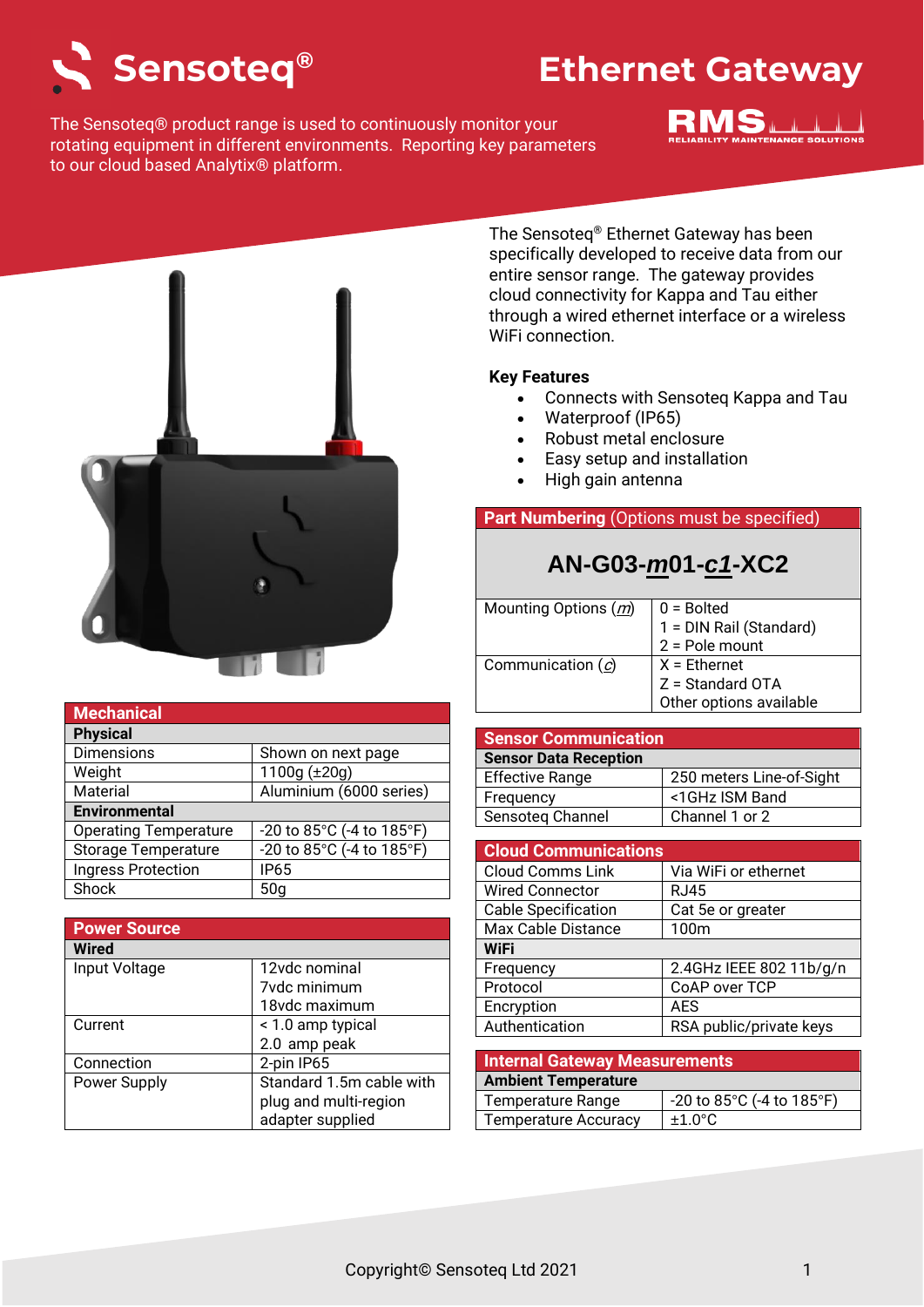# Sensoteq®

# Ethernet Gateway

The Sensoteq® product range is used to continuously monitor your rotating equipment in different environments. Reporting key parameters to our cloud based Analytix® platform.

RMS RELIABILITY MAINTENANCE SOLUTIONS

The Sensoteq® Ethernet Gateway has been specifically developed to receive data from our entire sensor range. The gateway provides cloud connectivity for Kappa and Tau either through a wired ethernet interface or a wireless WiFi connection.

**Key Features**

- Connects with Sensoteq Kappa and Tau
- Waterproof (IP65)
- Robust metal enclosure
- Easy setup and installation
- High gain antenna

| **Part Numbering** (Options must be specified) | |
|---|---|
| **AN-G03-*m*01-*c1*-XC2** | |
| Mounting Options (*m*) | 0 = Bolted<br>1 = DIN Rail (Standard)<br>2 = Pole mount |
| Communication (*c*) | X = Ethernet<br>Z = Standard OTA<br>Other options available |

| **Mechanical** | |
|---|---|
| **Physical** | |
| Dimensions | Shown on next page |
| Weight | 1100g (±20g) |
| Material | Aluminium (6000 series) |
| **Environmental** | |
| Operating Temperature | -20 to 85°C (-4 to 185°F) |
| Storage Temperature | -20 to 85°C (-4 to 185°F) |
| Ingress Protection | IP65 |
| Shock | 50g |

| **Power Source** | |
|---|---|
| **Wired** | |
| Input Voltage | 12vdc nominal<br>7vdc minimum<br>18vdc maximum |
| Current | < 1.0 amp typical<br>2.0 amp peak |
| Connection | 2-pin IP65 |
| Power Supply | Standard 1.5m cable with plug and multi-region adapter supplied |

| **Sensor Communication** | |
|---|---|
| **Sensor Data Reception** | |
| Effective Range | 250 meters Line-of-Sight |
| Frequency | <1GHz ISM Band |
| Sensoteq Channel | Channel 1 or 2 |

| **Cloud Communications** | |
|---|---|
| Cloud Comms Link | Via WiFi or ethernet |
| Wired Connector | RJ45 |
| Cable Specification | Cat 5e or greater |
| Max Cable Distance | 100m |
| **WiFi** | |
| Frequency | 2.4GHz IEEE 802 11b/g/n |
| Protocol | CoAP over TCP |
| Encryption | AES |
| Authentication | RSA public/private keys |

| **Internal Gateway Measurements** | |
|---|---|
| **Ambient Temperature** | |
| Temperature Range | -20 to 85°C (-4 to 185°F) |
| Temperature Accuracy | ±1.0°C |

Copyright© Sensoteq Ltd 2021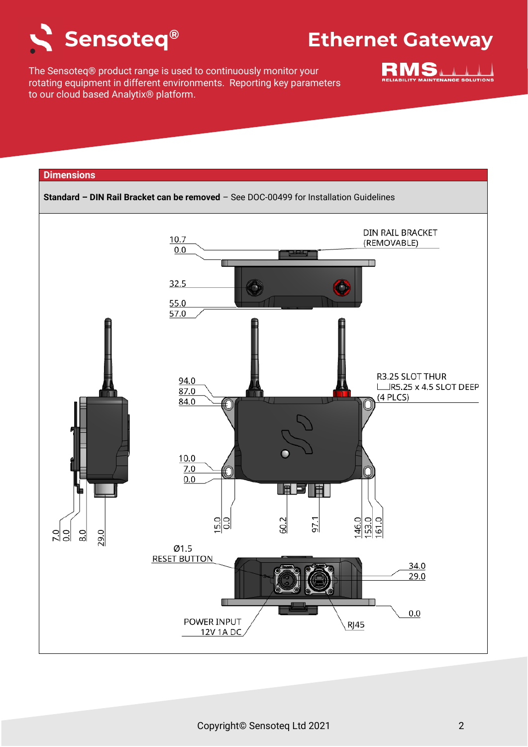# Ethernet Gateway

The Sensoteq® product range is used to continuously monitor your rotating equipment in different environments. Reporting key parameters to our cloud based Analytix® platform.

## Dimensions

**Standard – DIN Rail Bracket can be removed** – See DOC-00499 for Installation Guidelines

DIN RAIL BRACKET (REMOVABLE)

10.7
0.0
32.5
55.0
57.0

94.0
87.0
84.0

R3.25 SLOT THUR
R5.25 x 4.5 SLOT DEEP
(4 PLCS)

10.0
7.0
0.0

7.0
0.0
8.0
29.0

15.0
0.0
60.2
97.1
146.0
153.0
161.0

Ø1.5
RESET BUTTON

34.0
29.0
0.0

POWER INPUT
12V 1A DC

RJ45

Copyright© Sensoteq Ltd 2021